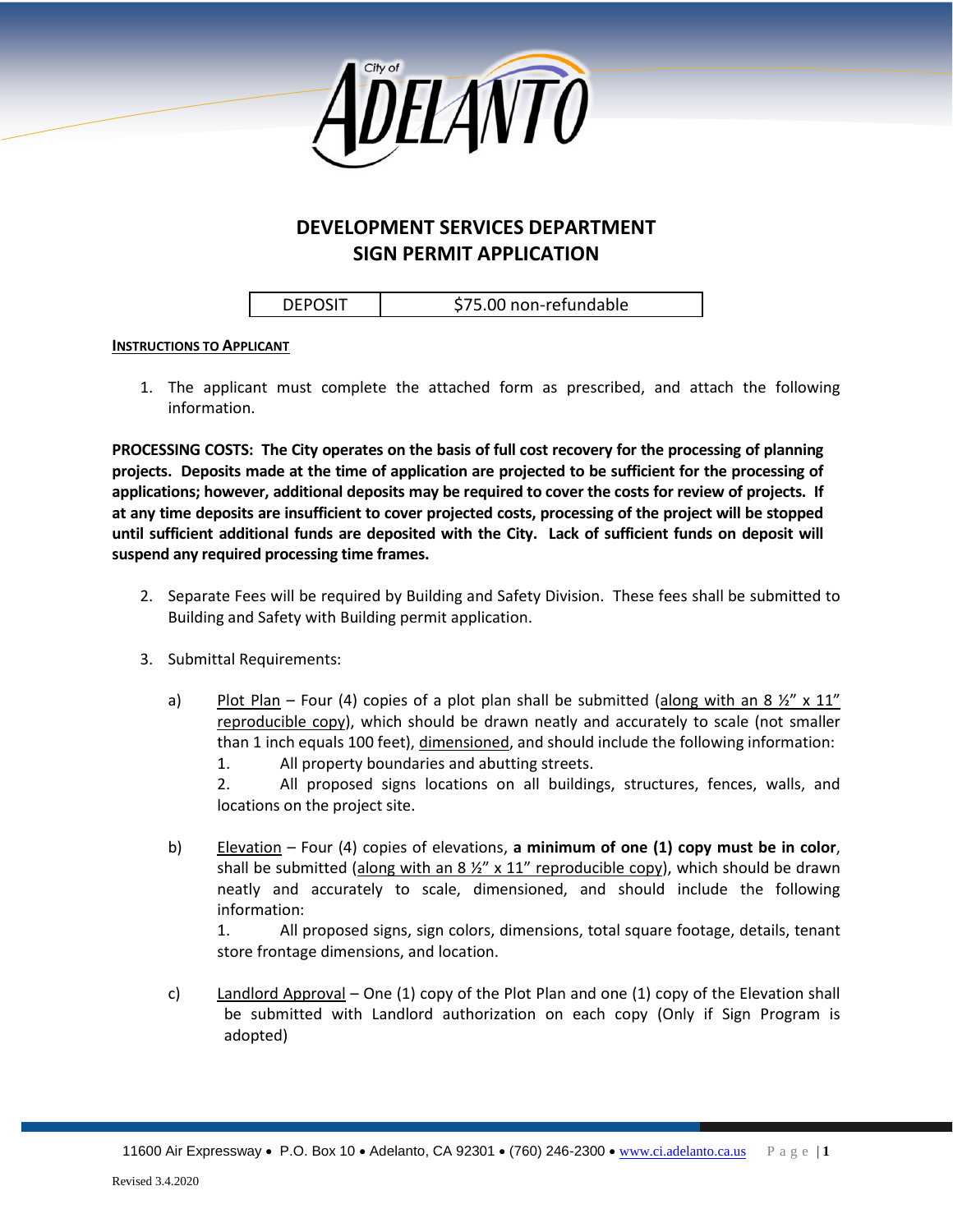City of ADELANTO

# DEVELOPMENT SERVICES DEPARTMENT
# SIGN PERMIT APPLICATION

| DEPOSIT | $75.00 non-refundable |
|---|---|

**INSTRUCTIONS TO APPLICANT**

1. The applicant must complete the attached form as prescribed, and attach the following information.

**PROCESSING COSTS: The City operates on the basis of full cost recovery for the processing of planning projects. Deposits made at the time of application are projected to be sufficient for the processing of applications; however, additional deposits may be required to cover the costs for review of projects. If at any time deposits are insufficient to cover projected costs, processing of the project will be stopped until sufficient additional funds are deposited with the City. Lack of sufficient funds on deposit will suspend any required processing time frames.**

2. Separate Fees will be required by Building and Safety Division. These fees shall be submitted to Building and Safety with Building permit application.

3. Submittal Requirements:

   a) Plot Plan – Four (4) copies of a plot plan shall be submitted (along with an 8 ½" x 11" reproducible copy), which should be drawn neatly and accurately to scale (not smaller than 1 inch equals 100 feet), dimensioned, and should include the following information:
      1. All property boundaries and abutting streets.
      2. All proposed signs locations on all buildings, structures, fences, walls, and locations on the project site.

   b) Elevation – Four (4) copies of elevations, **a minimum of one (1) copy must be in color**, shall be submitted (along with an 8 ½" x 11" reproducible copy), which should be drawn neatly and accurately to scale, dimensioned, and should include the following information:
      1. All proposed signs, sign colors, dimensions, total square footage, details, tenant store frontage dimensions, and location.

   c) Landlord Approval – One (1) copy of the Plot Plan and one (1) copy of the Elevation shall be submitted with Landlord authorization on each copy (Only if Sign Program is adopted)

11600 Air Expressway • P.O. Box 10 • Adelanto, CA 92301 • (760) 246-2300 • www.ci.adelanto.ca.us

Revised 3.4.2020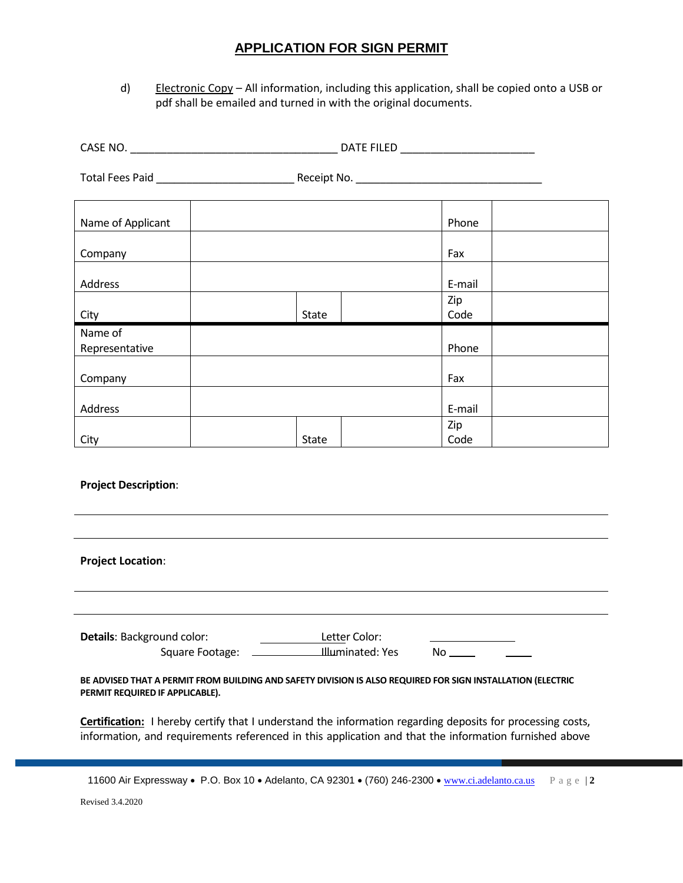## APPLICATION FOR SIGN PERMIT

d) Electronic Copy – All information, including this application, shall be copied onto a USB or pdf shall be emailed and turned in with the original documents.

CASE NO. ______________________________ DATE FILED ____________________

Total Fees Paid ____________________ Receipt No. ___________________________

| | | | | | |
|---|---|---|---|---|---|
| Name of Applicant | | | | Phone | |
| Company | | | | Fax | |
| Address | | | | E-mail | |
| City | | State | | Zip Code | |
| Name of Representative | | | | Phone | |
| Company | | | | Fax | |
| Address | | | | E-mail | |
| City | | State | | Zip Code | |

**Project Description**:

______________________________________________________________________

______________________________________________________________________

**Project Location**:

______________________________________________________________________

______________________________________________________________________

**Details**: Background color: ____________ Letter Color: ____________

Square Footage: ____________ Illuminated: Yes ____ No ____

**BE ADVISED THAT A PERMIT FROM BUILDING AND SAFETY DIVISION IS ALSO REQUIRED FOR SIGN INSTALLATION (ELECTRIC PERMIT REQUIRED IF APPLICABLE).**

**Certification:** I hereby certify that I understand the information regarding deposits for processing costs, information, and requirements referenced in this application and that the information furnished above

11600 Air Expressway • P.O. Box 10 • Adelanto, CA 92301 • (760) 246-2300 • www.ci.adelanto.ca.us

Revised 3.4.2020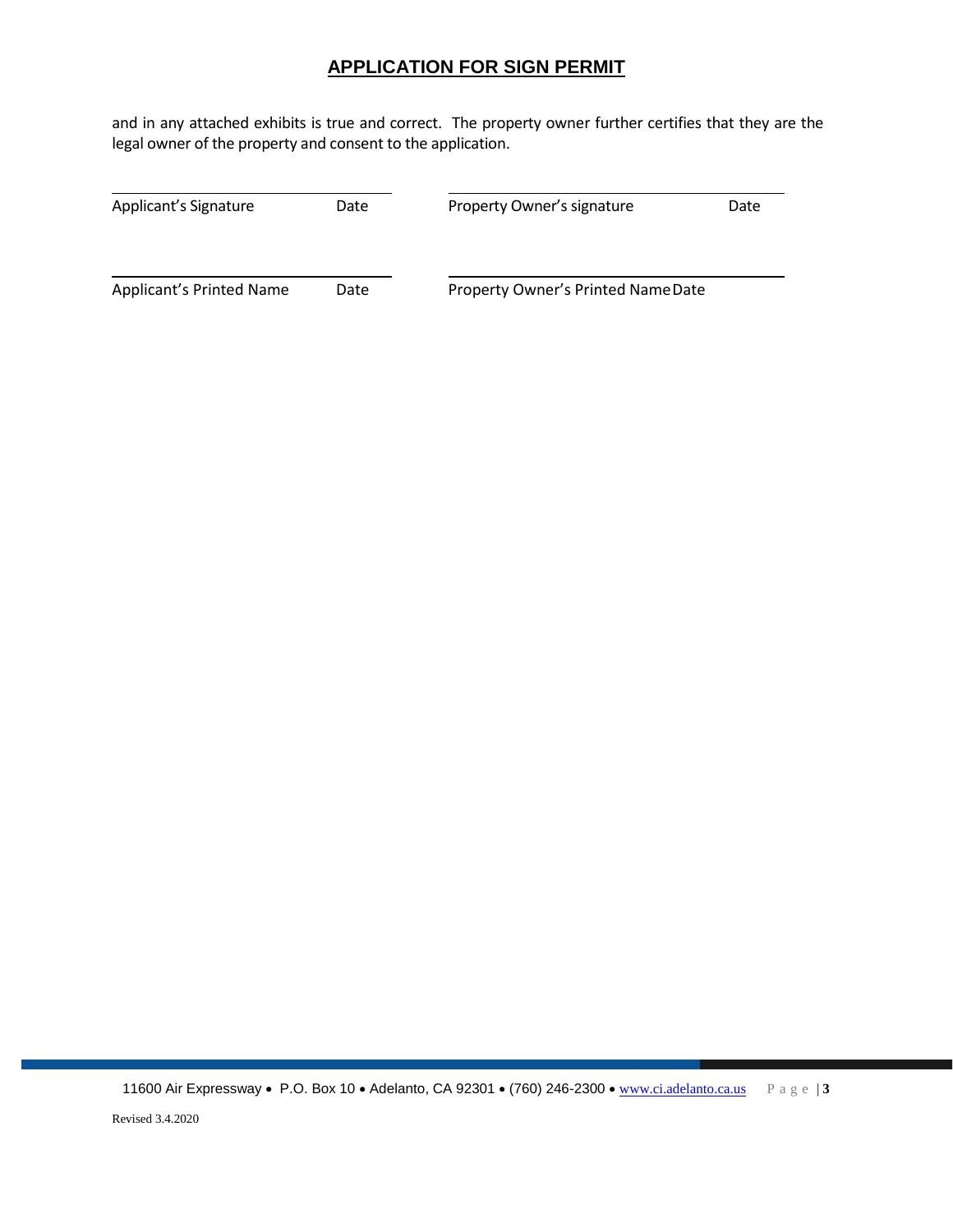## APPLICATION FOR SIGN PERMIT

and in any attached exhibits is true and correct. The property owner further certifies that they are the legal owner of the property and consent to the application.

| | | | |
|---|---|---|---|
| Applicant's Signature | Date | Property Owner's signature | Date |
| Applicant's Printed Name | Date | Property Owner's Printed Name | Date |

11600 Air Expressway • P.O. Box 10 • Adelanto, CA 92301 • (760) 246-2300 • www.ci.adelanto.ca.us

Revised 3.4.2020